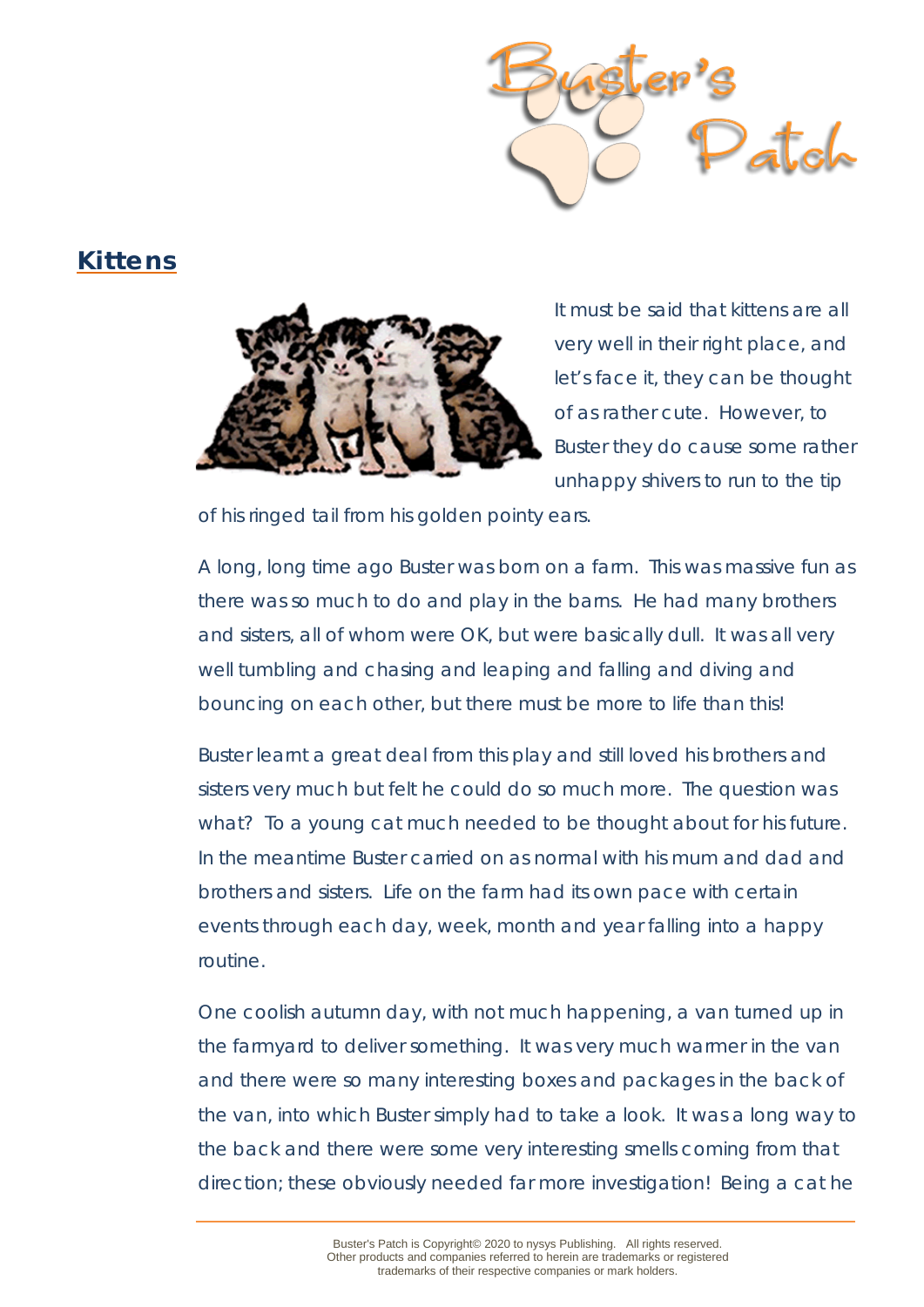## Kittens

It must be said that kittens are all very well in their right place, and let's face it, they can be thought of as rather cute. However, to Buster they do cause some rather unhappy shivers to run to the tip of his ringed tail from his golden pointy ears.

A long, long time ago Buster was born on a farm. This was massive fun as there was so much to do and play in the barns. He had many brothers and sisters, all of whom were OK, but were basically dull. It was all very well tumbling and chasing and leaping and falling and diving and bouncing on each other, but there must be more to life than this!

Buster learnt a great deal from this play and still loved his brothers and sisters very much but felt he could do so much more. The question was what? To a young cat much needed to be thought about for his future. In the meantime Buster carried on as normal with his mum and dad and brothers and sisters. Life on the farm had its own pace with certain events through each day, week, month and year falling into a happy routine.

One coolish autumn day, with not much happening, a van turned up in the farmyard to deliver something. It was very much warmer in the van and there were so many interesting boxes and packages in the back of the van, into which Buster simply had to take a look. It was a long way to the back and there were some very interesting smells coming from that direction; these obviously needed far more investigation! Being a cat he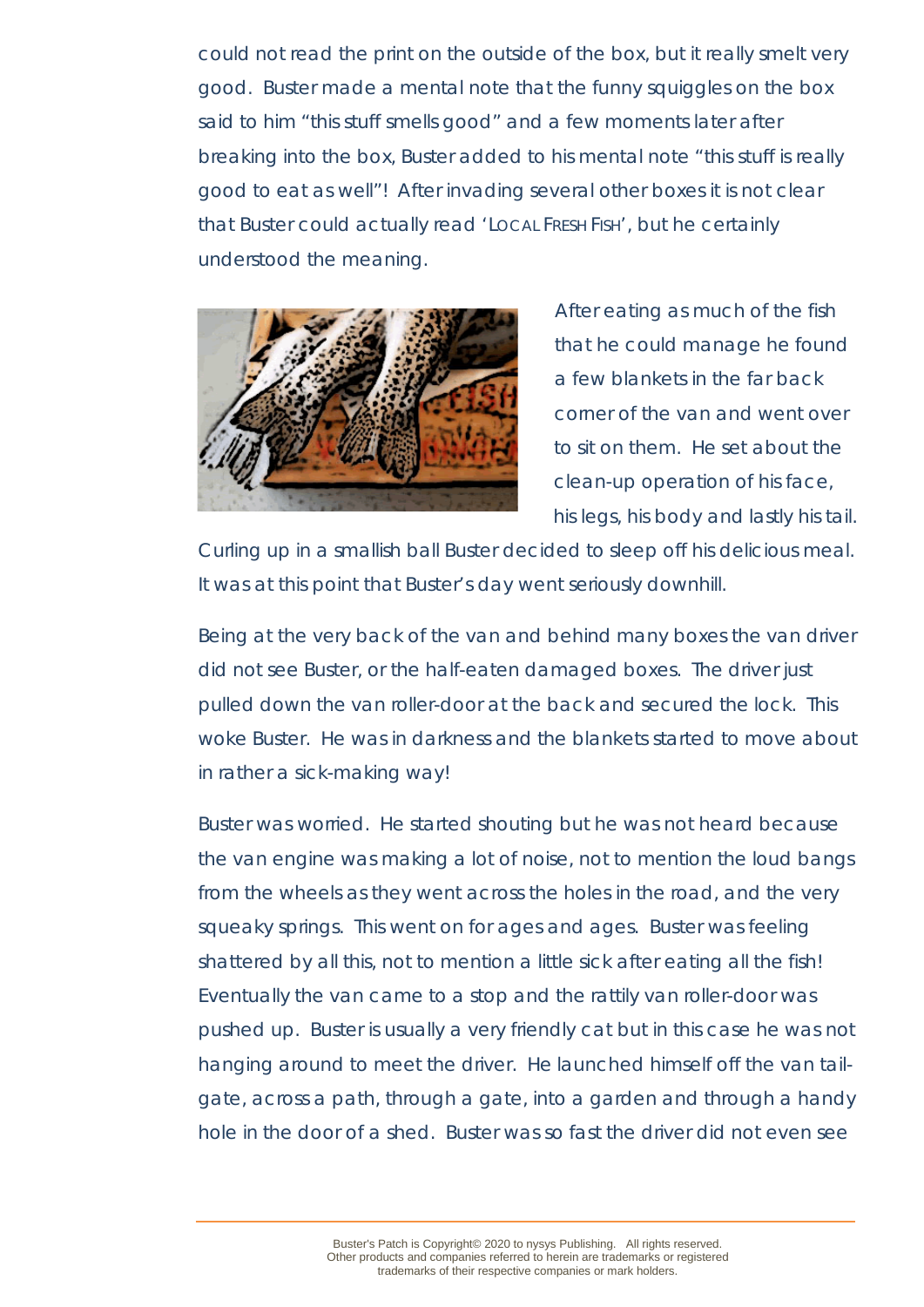could not read the print on the outside of the box, but it really smelt very good. Buster made a mental note that the funny squiggles on the box said to him "this stuff smells good" and a few moments later after breaking into the box, Buster added to his mental note "this stuff is really good to eat as well"! After invading several other boxes it is not clear that Buster could actually read 'LOCAL FRESH FISH', but he certainly understood the meaning.

After eating as much of the fish that he could manage he found a few blankets in the far back corner of the van and went over to sit on them. He set about the clean-up operation of his face, his legs, his body and lastly his tail. Curling up in a smallish ball Buster decided to sleep off his delicious meal. It was at this point that Buster's day went seriously downhill.

Being at the very back of the van and behind many boxes the van driver did not see Buster, or the half-eaten damaged boxes. The driver just pulled down the van roller-door at the back and secured the lock. This woke Buster. He was in darkness and the blankets started to move about in rather a sick-making way!

Buster was worried. He started shouting but he was not heard because the van engine was making a lot of noise, not to mention the loud bangs from the wheels as they went across the holes in the road, and the very squeaky springs. This went on for ages and ages. Buster was feeling shattered by all this, not to mention a little sick after eating all the fish! Eventually the van came to a stop and the rattily van roller-door was pushed up. Buster is usually a very friendly cat but in this case he was not hanging around to meet the driver. He launched himself off the van tail-gate, across a path, through a gate, into a garden and through a handy hole in the door of a shed. Buster was so fast the driver did not even see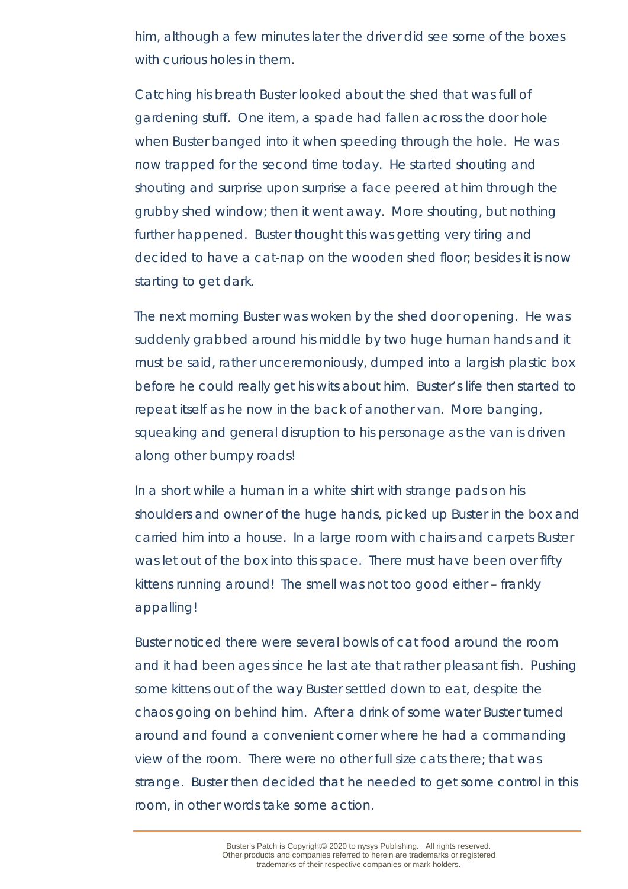him, although a few minutes later the driver did see some of the boxes with curious holes in them.

Catching his breath Buster looked about the shed that was full of gardening stuff. One item, a spade had fallen across the door hole when Buster banged into it when speeding through the hole. He was now trapped for the second time today. He started shouting and shouting and surprise upon surprise a face peered at him through the grubby shed window; then it went away. More shouting, but nothing further happened. Buster thought this was getting very tiring and decided to have a cat-nap on the wooden shed floor; besides it is now starting to get dark.

The next morning Buster was woken by the shed door opening. He was suddenly grabbed around his middle by two huge human hands and it must be said, rather unceremoniously, dumped into a largish plastic box before he could really get his wits about him. Buster's life then started to repeat itself as he now in the back of another van. More banging, squeaking and general disruption to his personage as the van is driven along other bumpy roads!

In a short while a human in a white shirt with strange pads on his shoulders and owner of the huge hands, picked up Buster in the box and carried him into a house. In a large room with chairs and carpets Buster was let out of the box into this space. There must have been over fifty kittens running around! The smell was not too good either – frankly appalling!

Buster noticed there were several bowls of cat food around the room and it had been ages since he last ate that rather pleasant fish. Pushing some kittens out of the way Buster settled down to eat, despite the chaos going on behind him. After a drink of some water Buster turned around and found a convenient corner where he had a commanding view of the room. There were no other full size cats there; that was strange. Buster then decided that he needed to get some control in this room, in other words take some action.